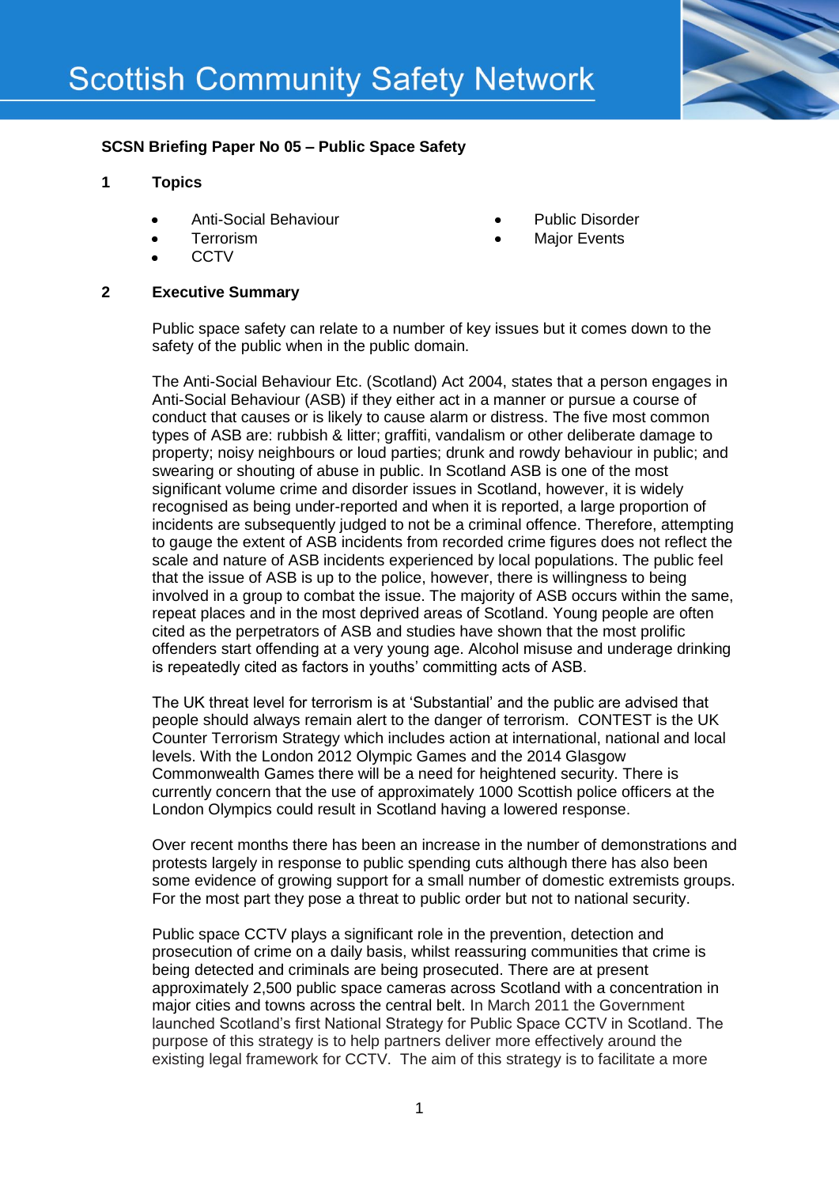# Scottish Community Safety Network

**SCSN Briefing Paper No 05 – Public Space Safety**

## 1 Topics

- Anti-Social Behaviour
- Terrorism
- CCTV
- Public Disorder
- Major Events

## 2 Executive Summary

Public space safety can relate to a number of key issues but it comes down to the safety of the public when in the public domain.

The Anti-Social Behaviour Etc. (Scotland) Act 2004, states that a person engages in Anti-Social Behaviour (ASB) if they either act in a manner or pursue a course of conduct that causes or is likely to cause alarm or distress. The five most common types of ASB are: rubbish & litter; graffiti, vandalism or other deliberate damage to property; noisy neighbours or loud parties; drunk and rowdy behaviour in public; and swearing or shouting of abuse in public. In Scotland ASB is one of the most significant volume crime and disorder issues in Scotland, however, it is widely recognised as being under-reported and when it is reported, a large proportion of incidents are subsequently judged to not be a criminal offence. Therefore, attempting to gauge the extent of ASB incidents from recorded crime figures does not reflect the scale and nature of ASB incidents experienced by local populations. The public feel that the issue of ASB is up to the police, however, there is willingness to being involved in a group to combat the issue. The majority of ASB occurs within the same, repeat places and in the most deprived areas of Scotland. Young people are often cited as the perpetrators of ASB and studies have shown that the most prolific offenders start offending at a very young age. Alcohol misuse and underage drinking is repeatedly cited as factors in youths' committing acts of ASB.

The UK threat level for terrorism is at 'Substantial' and the public are advised that people should always remain alert to the danger of terrorism. CONTEST is the UK Counter Terrorism Strategy which includes action at international, national and local levels. With the London 2012 Olympic Games and the 2014 Glasgow Commonwealth Games there will be a need for heightened security. There is currently concern that the use of approximately 1000 Scottish police officers at the London Olympics could result in Scotland having a lowered response.

Over recent months there has been an increase in the number of demonstrations and protests largely in response to public spending cuts although there has also been some evidence of growing support for a small number of domestic extremists groups. For the most part they pose a threat to public order but not to national security.

Public space CCTV plays a significant role in the prevention, detection and prosecution of crime on a daily basis, whilst reassuring communities that crime is being detected and criminals are being prosecuted. There are at present approximately 2,500 public space cameras across Scotland with a concentration in major cities and towns across the central belt. In March 2011 the Government launched Scotland's first National Strategy for Public Space CCTV in Scotland. The purpose of this strategy is to help partners deliver more effectively around the existing legal framework for CCTV. The aim of this strategy is to facilitate a more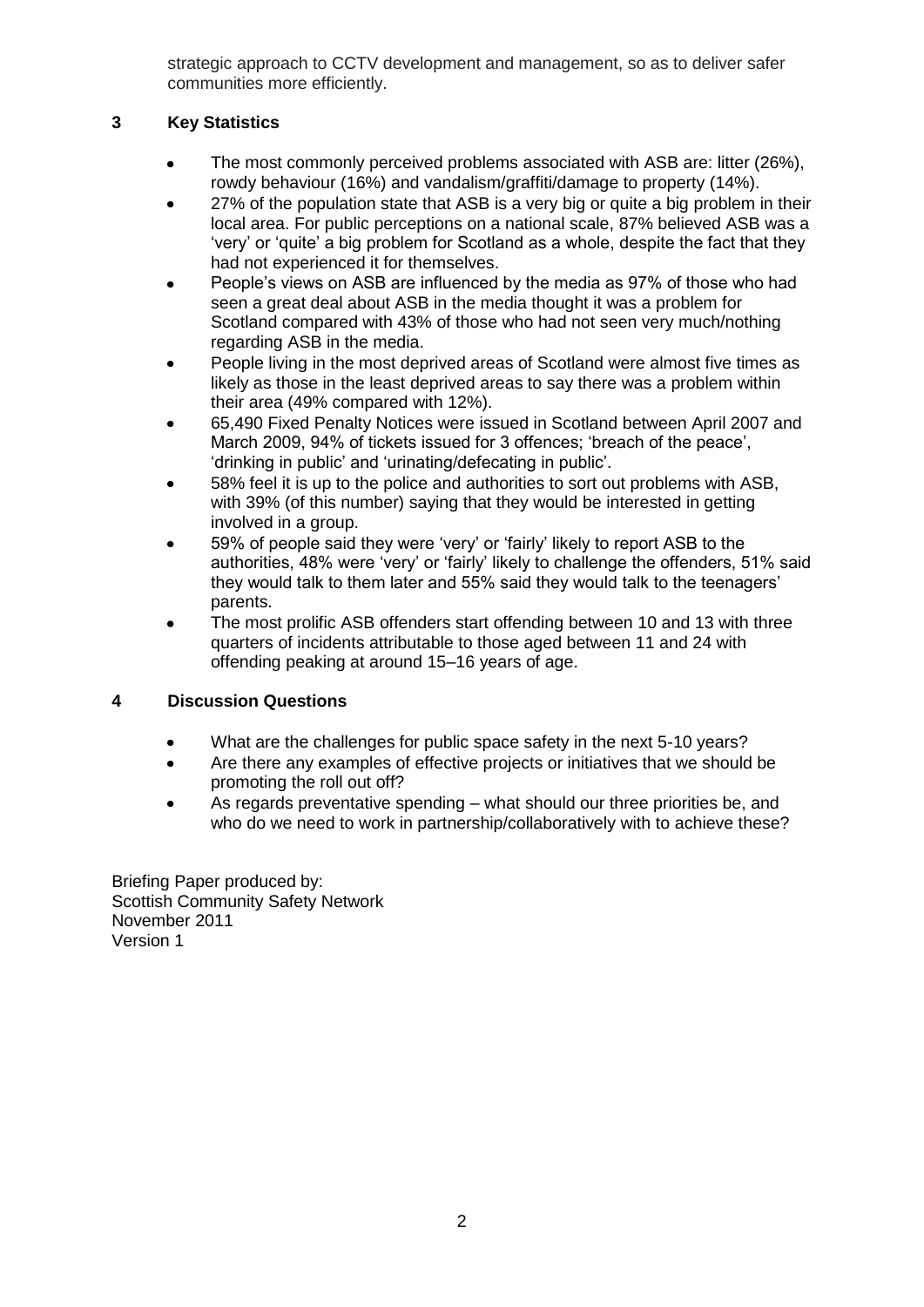strategic approach to CCTV development and management, so as to deliver safer communities more efficiently.

## 3 Key Statistics

- The most commonly perceived problems associated with ASB are: litter (26%), rowdy behaviour (16%) and vandalism/graffiti/damage to property (14%).
- 27% of the population state that ASB is a very big or quite a big problem in their local area. For public perceptions on a national scale, 87% believed ASB was a 'very' or 'quite' a big problem for Scotland as a whole, despite the fact that they had not experienced it for themselves.
- People's views on ASB are influenced by the media as 97% of those who had seen a great deal about ASB in the media thought it was a problem for Scotland compared with 43% of those who had not seen very much/nothing regarding ASB in the media.
- People living in the most deprived areas of Scotland were almost five times as likely as those in the least deprived areas to say there was a problem within their area (49% compared with 12%).
- 65,490 Fixed Penalty Notices were issued in Scotland between April 2007 and March 2009, 94% of tickets issued for 3 offences; 'breach of the peace', 'drinking in public' and 'urinating/defecating in public'.
- 58% feel it is up to the police and authorities to sort out problems with ASB, with 39% (of this number) saying that they would be interested in getting involved in a group.
- 59% of people said they were 'very' or 'fairly' likely to report ASB to the authorities, 48% were 'very' or 'fairly' likely to challenge the offenders, 51% said they would talk to them later and 55% said they would talk to the teenagers' parents.
- The most prolific ASB offenders start offending between 10 and 13 with three quarters of incidents attributable to those aged between 11 and 24 with offending peaking at around 15–16 years of age.

## 4 Discussion Questions

- What are the challenges for public space safety in the next 5-10 years?
- Are there any examples of effective projects or initiatives that we should be promoting the roll out off?
- As regards preventative spending – what should our three priorities be, and who do we need to work in partnership/collaboratively with to achieve these?

Briefing Paper produced by:
Scottish Community Safety Network
November 2011
Version 1